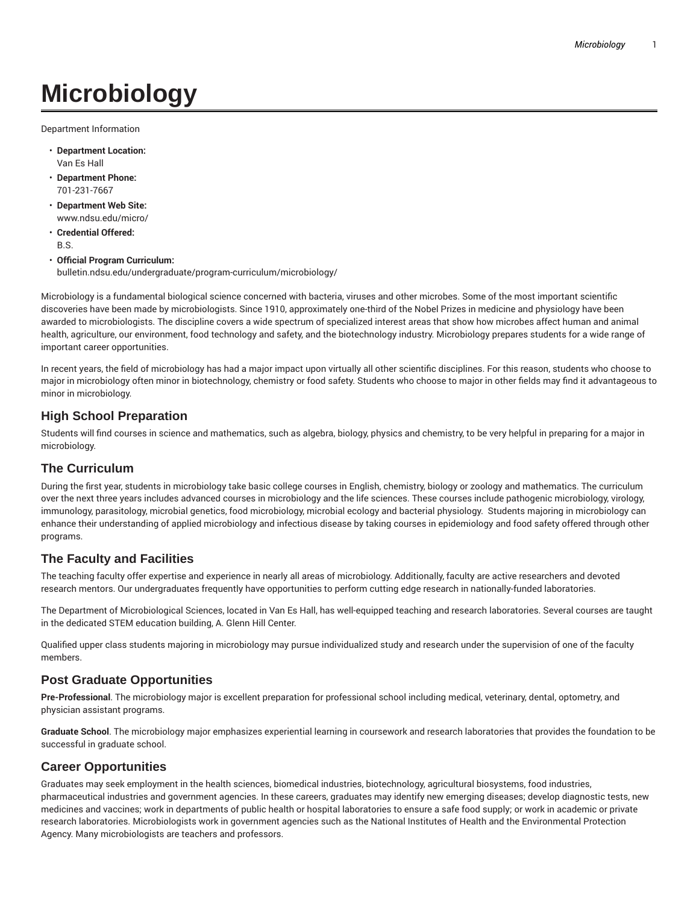# Microbiology

Department Information

- **Department Location:**
  Van Es Hall
- **Department Phone:**
  701-231-7667
- **Department Web Site:**
  www.ndsu.edu/micro/
- **Credential Offered:**
  B.S.
- **Official Program Curriculum:**
  bulletin.ndsu.edu/undergraduate/program-curriculum/microbiology/

Microbiology is a fundamental biological science concerned with bacteria, viruses and other microbes. Some of the most important scientific discoveries have been made by microbiologists. Since 1910, approximately one-third of the Nobel Prizes in medicine and physiology have been awarded to microbiologists. The discipline covers a wide spectrum of specialized interest areas that show how microbes affect human and animal health, agriculture, our environment, food technology and safety, and the biotechnology industry. Microbiology prepares students for a wide range of important career opportunities.

In recent years, the field of microbiology has had a major impact upon virtually all other scientific disciplines. For this reason, students who choose to major in microbiology often minor in biotechnology, chemistry or food safety. Students who choose to major in other fields may find it advantageous to minor in microbiology.

## High School Preparation

Students will find courses in science and mathematics, such as algebra, biology, physics and chemistry, to be very helpful in preparing for a major in microbiology.

## The Curriculum

During the first year, students in microbiology take basic college courses in English, chemistry, biology or zoology and mathematics. The curriculum over the next three years includes advanced courses in microbiology and the life sciences. These courses include pathogenic microbiology, virology, immunology, parasitology, microbial genetics, food microbiology, microbial ecology and bacterial physiology. Students majoring in microbiology can enhance their understanding of applied microbiology and infectious disease by taking courses in epidemiology and food safety offered through other programs.

## The Faculty and Facilities

The teaching faculty offer expertise and experience in nearly all areas of microbiology. Additionally, faculty are active researchers and devoted research mentors. Our undergraduates frequently have opportunities to perform cutting edge research in nationally-funded laboratories.

The Department of Microbiological Sciences, located in Van Es Hall, has well-equipped teaching and research laboratories. Several courses are taught in the dedicated STEM education building, A. Glenn Hill Center.

Qualified upper class students majoring in microbiology may pursue individualized study and research under the supervision of one of the faculty members.

## Post Graduate Opportunities

**Pre-Professional**. The microbiology major is excellent preparation for professional school including medical, veterinary, dental, optometry, and physician assistant programs.

**Graduate School**. The microbiology major emphasizes experiential learning in coursework and research laboratories that provides the foundation to be successful in graduate school.

## Career Opportunities

Graduates may seek employment in the health sciences, biomedical industries, biotechnology, agricultural biosystems, food industries, pharmaceutical industries and government agencies. In these careers, graduates may identify new emerging diseases; develop diagnostic tests, new medicines and vaccines; work in departments of public health or hospital laboratories to ensure a safe food supply; or work in academic or private research laboratories. Microbiologists work in government agencies such as the National Institutes of Health and the Environmental Protection Agency. Many microbiologists are teachers and professors.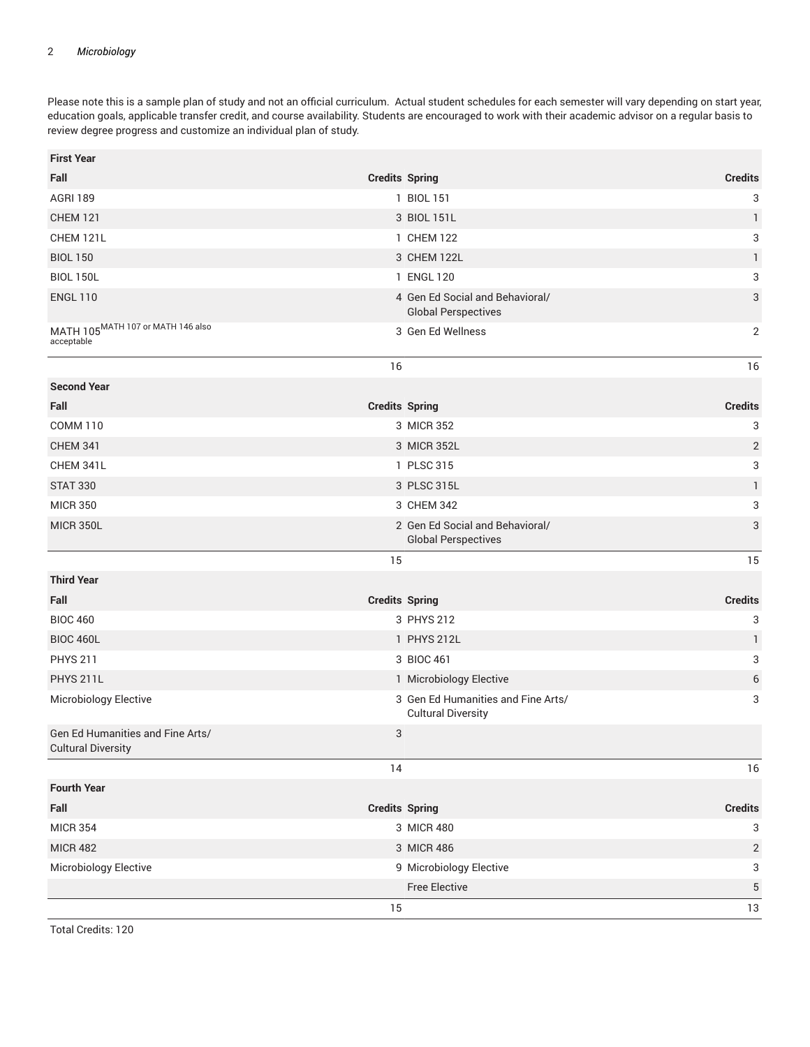Please note this is a sample plan of study and not an official curriculum. Actual student schedules for each semester will vary depending on start year, education goals, applicable transfer credit, and course availability. Students are encouraged to work with their academic advisor on a regular basis to review degree progress and customize an individual plan of study.

| First Year | | | |
|---|---|---|---|
| **Fall** | **Credits** | **Spring** | **Credits** |
| AGRI 189 | 1 | BIOL 151 | 3 |
| CHEM 121 | 3 | BIOL 151L | 1 |
| CHEM 121L | 1 | CHEM 122 | 3 |
| BIOL 150 | 3 | CHEM 122L | 1 |
| BIOL 150L | 1 | ENGL 120 | 3 |
| ENGL 110 | 4 | Gen Ed Social and Behavioral/ Global Perspectives | 3 |
| MATH 105 (MATH 107 or MATH 146 also acceptable) | 3 | Gen Ed Wellness | 2 |
| | 16 | | 16 |
| **Second Year** | | | |
| **Fall** | **Credits** | **Spring** | **Credits** |
| COMM 110 | 3 | MICR 352 | 3 |
| CHEM 341 | 3 | MICR 352L | 2 |
| CHEM 341L | 1 | PLSC 315 | 3 |
| STAT 330 | 3 | PLSC 315L | 1 |
| MICR 350 | 3 | CHEM 342 | 3 |
| MICR 350L | 2 | Gen Ed Social and Behavioral/ Global Perspectives | 3 |
| | 15 | | 15 |
| **Third Year** | | | |
| **Fall** | **Credits** | **Spring** | **Credits** |
| BIOC 460 | 3 | PHYS 212 | 3 |
| BIOC 460L | 1 | PHYS 212L | 1 |
| PHYS 211 | 3 | BIOC 461 | 3 |
| PHYS 211L | 1 | Microbiology Elective | 6 |
| Microbiology Elective | 3 | Gen Ed Humanities and Fine Arts/ Cultural Diversity | 3 |
| Gen Ed Humanities and Fine Arts/ Cultural Diversity | 3 | | |
| | 14 | | 16 |
| **Fourth Year** | | | |
| **Fall** | **Credits** | **Spring** | **Credits** |
| MICR 354 | 3 | MICR 480 | 3 |
| MICR 482 | 3 | MICR 486 | 2 |
| Microbiology Elective | 9 | Microbiology Elective | 3 |
| | | Free Elective | 5 |
| | 15 | | 13 |

Total Credits: 120